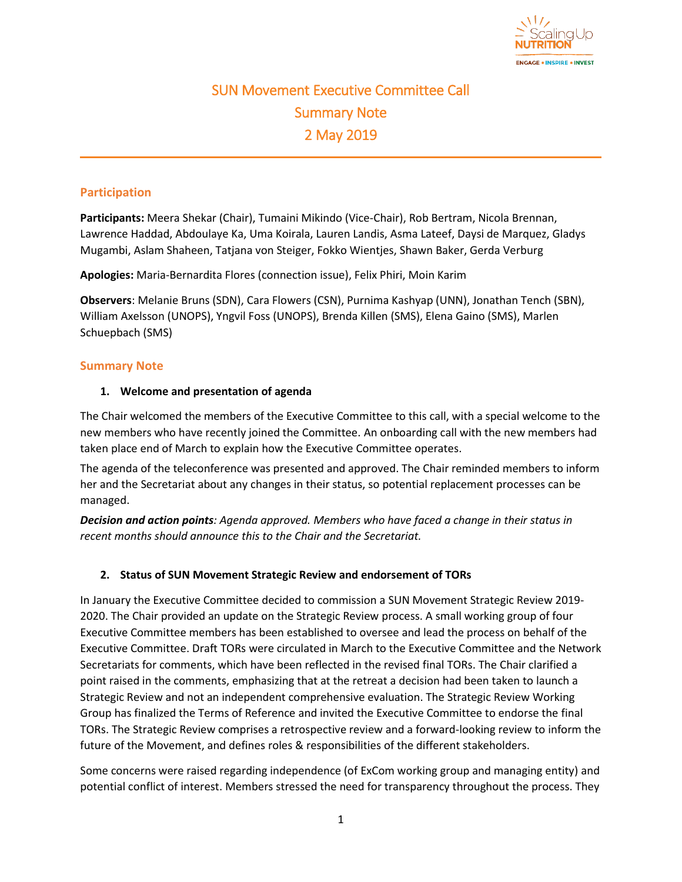# SUN Movement Executive Committee Call
## Summary Note
## 2 May 2019

### Participation

**Participants:** Meera Shekar (Chair), Tumaini Mikindo (Vice-Chair), Rob Bertram, Nicola Brennan, Lawrence Haddad, Abdoulaye Ka, Uma Koirala, Lauren Landis, Asma Lateef, Daysi de Marquez, Gladys Mugambi, Aslam Shaheen, Tatjana von Steiger, Fokko Wientjes, Shawn Baker, Gerda Verburg

**Apologies:** Maria-Bernardita Flores (connection issue), Felix Phiri, Moin Karim

**Observers**: Melanie Bruns (SDN), Cara Flowers (CSN), Purnima Kashyap (UNN), Jonathan Tench (SBN), William Axelsson (UNOPS), Yngvil Foss (UNOPS), Brenda Killen (SMS), Elena Gaino (SMS), Marlen Schuepbach (SMS)

### Summary Note

1. **Welcome and presentation of agenda**

The Chair welcomed the members of the Executive Committee to this call, with a special welcome to the new members who have recently joined the Committee. An onboarding call with the new members had taken place end of March to explain how the Executive Committee operates.

The agenda of the teleconference was presented and approved. The Chair reminded members to inform her and the Secretariat about any changes in their status, so potential replacement processes can be managed.

***Decision and action points****: Agenda approved. Members who have faced a change in their status in recent months should announce this to the Chair and the Secretariat.*

2. **Status of SUN Movement Strategic Review and endorsement of TORs**

In January the Executive Committee decided to commission a SUN Movement Strategic Review 2019-2020. The Chair provided an update on the Strategic Review process. A small working group of four Executive Committee members has been established to oversee and lead the process on behalf of the Executive Committee. Draft TORs were circulated in March to the Executive Committee and the Network Secretariats for comments, which have been reflected in the revised final TORs. The Chair clarified a point raised in the comments, emphasizing that at the retreat a decision had been taken to launch a Strategic Review and not an independent comprehensive evaluation. The Strategic Review Working Group has finalized the Terms of Reference and invited the Executive Committee to endorse the final TORs. The Strategic Review comprises a retrospective review and a forward-looking review to inform the future of the Movement, and defines roles & responsibilities of the different stakeholders.

Some concerns were raised regarding independence (of ExCom working group and managing entity) and potential conflict of interest. Members stressed the need for transparency throughout the process. They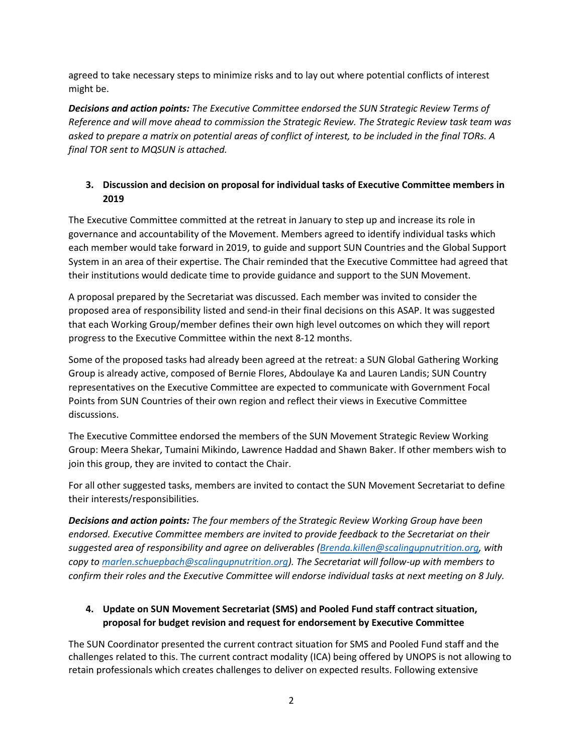agreed to take necessary steps to minimize risks and to lay out where potential conflicts of interest might be.

***Decisions and action points:*** *The Executive Committee endorsed the SUN Strategic Review Terms of Reference and will move ahead to commission the Strategic Review. The Strategic Review task team was asked to prepare a matrix on potential areas of conflict of interest, to be included in the final TORs. A final TOR sent to MQSUN is attached.*

**3. Discussion and decision on proposal for individual tasks of Executive Committee members in 2019**

The Executive Committee committed at the retreat in January to step up and increase its role in governance and accountability of the Movement. Members agreed to identify individual tasks which each member would take forward in 2019, to guide and support SUN Countries and the Global Support System in an area of their expertise. The Chair reminded that the Executive Committee had agreed that their institutions would dedicate time to provide guidance and support to the SUN Movement.

A proposal prepared by the Secretariat was discussed. Each member was invited to consider the proposed area of responsibility listed and send-in their final decisions on this ASAP. It was suggested that each Working Group/member defines their own high level outcomes on which they will report progress to the Executive Committee within the next 8-12 months.

Some of the proposed tasks had already been agreed at the retreat: a SUN Global Gathering Working Group is already active, composed of Bernie Flores, Abdoulaye Ka and Lauren Landis; SUN Country representatives on the Executive Committee are expected to communicate with Government Focal Points from SUN Countries of their own region and reflect their views in Executive Committee discussions.

The Executive Committee endorsed the members of the SUN Movement Strategic Review Working Group: Meera Shekar, Tumaini Mikindo, Lawrence Haddad and Shawn Baker. If other members wish to join this group, they are invited to contact the Chair.

For all other suggested tasks, members are invited to contact the SUN Movement Secretariat to define their interests/responsibilities.

***Decisions and action points:*** *The four members of the Strategic Review Working Group have been endorsed. Executive Committee members are invited to provide feedback to the Secretariat on their suggested area of responsibility and agree on deliverables (Brenda.killen@scalingupnutrition.org, with copy to marlen.schuepbach@scalingupnutrition.org). The Secretariat will follow-up with members to confirm their roles and the Executive Committee will endorse individual tasks at next meeting on 8 July.*

**4. Update on SUN Movement Secretariat (SMS) and Pooled Fund staff contract situation, proposal for budget revision and request for endorsement by Executive Committee**

The SUN Coordinator presented the current contract situation for SMS and Pooled Fund staff and the challenges related to this. The current contract modality (ICA) being offered by UNOPS is not allowing to retain professionals which creates challenges to deliver on expected results. Following extensive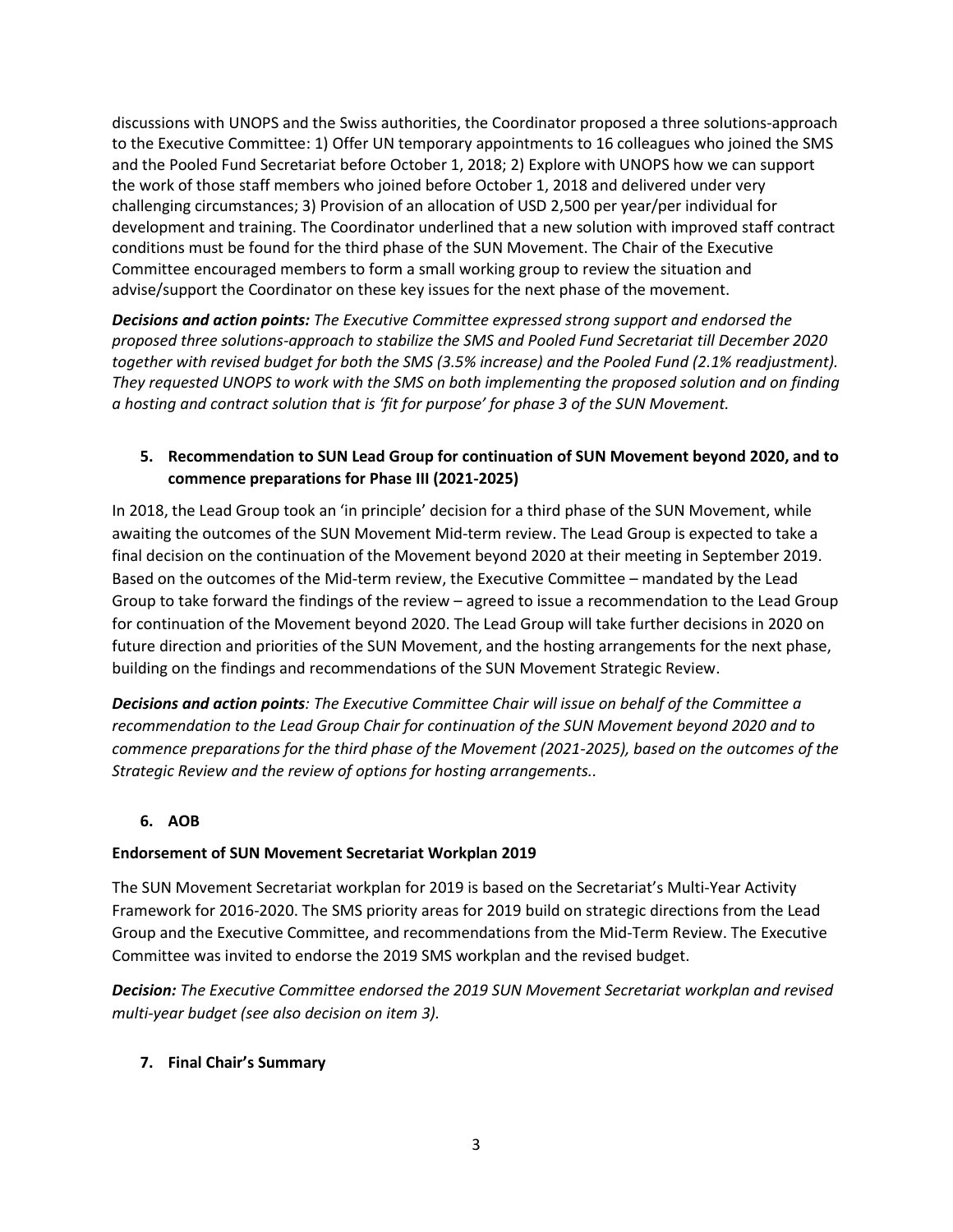discussions with UNOPS and the Swiss authorities, the Coordinator proposed a three solutions-approach to the Executive Committee: 1) Offer UN temporary appointments to 16 colleagues who joined the SMS and the Pooled Fund Secretariat before October 1, 2018; 2) Explore with UNOPS how we can support the work of those staff members who joined before October 1, 2018 and delivered under very challenging circumstances; 3) Provision of an allocation of USD 2,500 per year/per individual for development and training. The Coordinator underlined that a new solution with improved staff contract conditions must be found for the third phase of the SUN Movement. The Chair of the Executive Committee encouraged members to form a small working group to review the situation and advise/support the Coordinator on these key issues for the next phase of the movement.

***Decisions and action points:*** *The Executive Committee expressed strong support and endorsed the proposed three solutions-approach to stabilize the SMS and Pooled Fund Secretariat till December 2020 together with revised budget for both the SMS (3.5% increase) and the Pooled Fund (2.1% readjustment). They requested UNOPS to work with the SMS on both implementing the proposed solution and on finding a hosting and contract solution that is 'fit for purpose' for phase 3 of the SUN Movement.*

**5. Recommendation to SUN Lead Group for continuation of SUN Movement beyond 2020, and to commence preparations for Phase III (2021-2025)**

In 2018, the Lead Group took an 'in principle' decision for a third phase of the SUN Movement, while awaiting the outcomes of the SUN Movement Mid-term review. The Lead Group is expected to take a final decision on the continuation of the Movement beyond 2020 at their meeting in September 2019. Based on the outcomes of the Mid-term review, the Executive Committee – mandated by the Lead Group to take forward the findings of the review – agreed to issue a recommendation to the Lead Group for continuation of the Movement beyond 2020. The Lead Group will take further decisions in 2020 on future direction and priorities of the SUN Movement, and the hosting arrangements for the next phase, building on the findings and recommendations of the SUN Movement Strategic Review.

***Decisions and action points****: The Executive Committee Chair will issue on behalf of the Committee a recommendation to the Lead Group Chair for continuation of the SUN Movement beyond 2020 and to commence preparations for the third phase of the Movement (2021-2025), based on the outcomes of the Strategic Review and the review of options for hosting arrangements..*

**6. AOB**

**Endorsement of SUN Movement Secretariat Workplan 2019**

The SUN Movement Secretariat workplan for 2019 is based on the Secretariat's Multi-Year Activity Framework for 2016-2020. The SMS priority areas for 2019 build on strategic directions from the Lead Group and the Executive Committee, and recommendations from the Mid-Term Review. The Executive Committee was invited to endorse the 2019 SMS workplan and the revised budget.

***Decision:*** *The Executive Committee endorsed the 2019 SUN Movement Secretariat workplan and revised multi-year budget (see also decision on item 3).*

**7. Final Chair's Summary**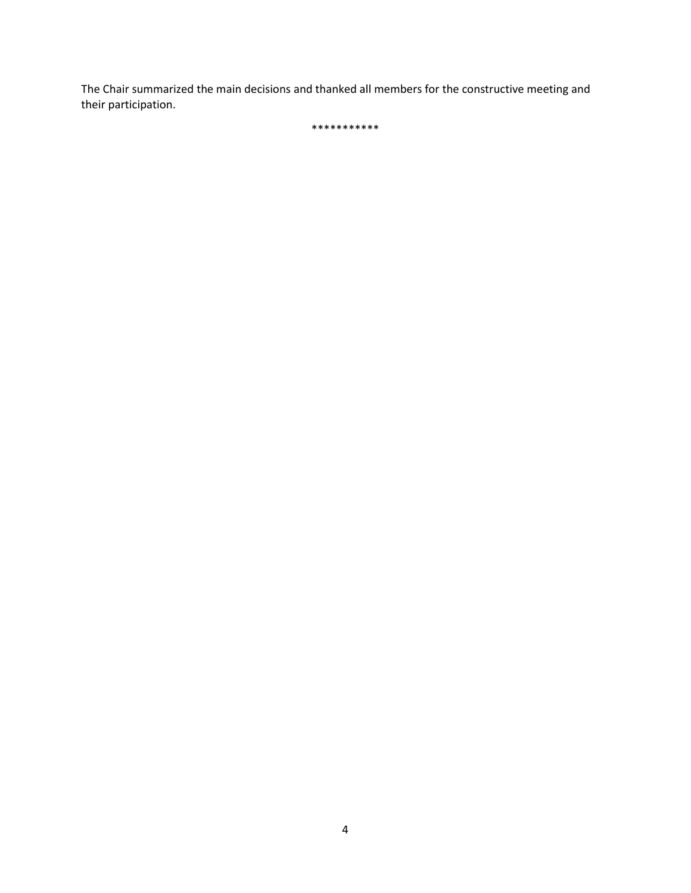The Chair summarized the main decisions and thanked all members for the constructive meeting and their participation.

***********